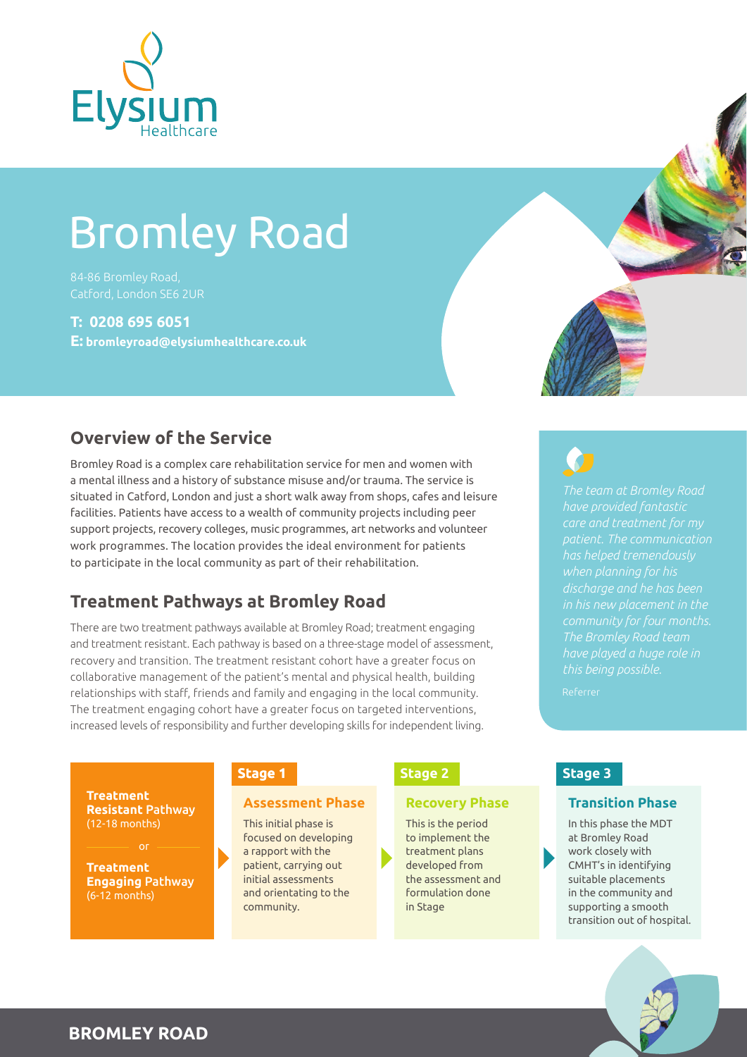Elysium Healthcare

# Bromley Road

84-86 Bromley Road,
Catford, London SE6 2UR

**T: 0208 695 6051**
**E: bromleyroad@elysiumhealthcare.co.uk**

## Overview of the Service

Bromley Road is a complex care rehabilitation service for men and women with a mental illness and a history of substance misuse and/or trauma. The service is situated in Catford, London and just a short walk away from shops, cafes and leisure facilities. Patients have access to a wealth of community projects including peer support projects, recovery colleges, music programmes, art networks and volunteer work programmes. The location provides the ideal environment for patients to participate in the local community as part of their rehabilitation.

*The team at Bromley Road have provided fantastic care and treatment for my patient. The communication has helped tremendously when planning for his discharge and he has been in his new placement in the community for four months. The Bromley Road team have played a huge role in this being possible.*

Referrer

## Treatment Pathways at Bromley Road

There are two treatment pathways available at Bromley Road; treatment engaging and treatment resistant. Each pathway is based on a three-stage model of assessment, recovery and transition. The treatment resistant cohort have a greater focus on collaborative management of the patient's mental and physical health, building relationships with staff, friends and family and engaging in the local community. The treatment engaging cohort have a greater focus on targeted interventions, increased levels of responsibility and further developing skills for independent living.

**Treatment Resistant Pathway** (12-18 months)

or

**Treatment Engaging Pathway** (6-12 months)

### Stage 1

**Assessment Phase**

This initial phase is focused on developing a rapport with the patient, carrying out initial assessments and orientating to the community.

### Stage 2

**Recovery Phase**

This is the period to implement the treatment plans developed from the assessment and formulation done in Stage

### Stage 3

**Transition Phase**

In this phase the MDT at Bromley Road work closely with CMHT's in identifying suitable placements in the community and supporting a smooth transition out of hospital.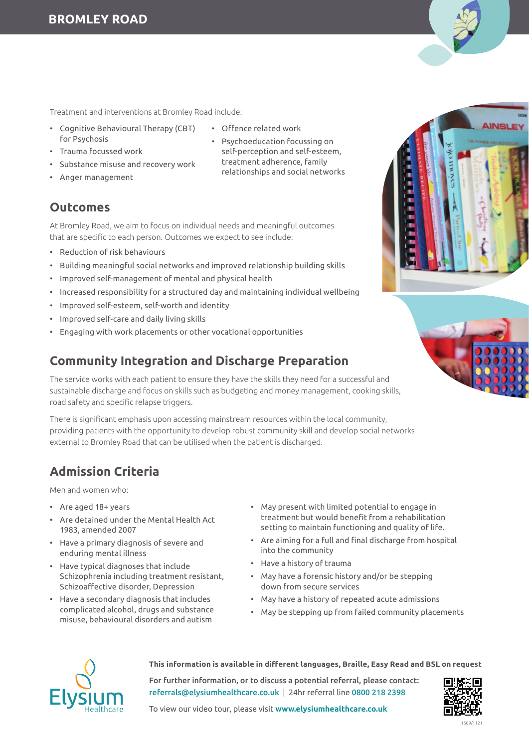# BROMLEY ROAD

Treatment and interventions at Bromley Road include:

- Cognitive Behavioural Therapy (CBT) for Psychosis
- Trauma focussed work
- Substance misuse and recovery work
- Anger management
- Offence related work
- Psychoeducation focussing on self-perception and self-esteem, treatment adherence, family relationships and social networks

## Outcomes

At Bromley Road, we aim to focus on individual needs and meaningful outcomes that are specific to each person. Outcomes we expect to see include:

- Reduction of risk behaviours
- Building meaningful social networks and improved relationship building skills
- Improved self-management of mental and physical health
- Increased responsibility for a structured day and maintaining individual wellbeing
- Improved self-esteem, self-worth and identity
- Improved self-care and daily living skills
- Engaging with work placements or other vocational opportunities

## Community Integration and Discharge Preparation

The service works with each patient to ensure they have the skills they need for a successful and sustainable discharge and focus on skills such as budgeting and money management, cooking skills, road safety and specific relapse triggers.

There is significant emphasis upon accessing mainstream resources within the local community, providing patients with the opportunity to develop robust community skill and develop social networks external to Bromley Road that can be utilised when the patient is discharged.

## Admission Criteria

Men and women who:

- Are aged 18+ years
- Are detained under the Mental Health Act 1983, amended 2007
- Have a primary diagnosis of severe and enduring mental illness
- Have typical diagnoses that include Schizophrenia including treatment resistant, Schizoaffective disorder, Depression
- Have a secondary diagnosis that includes complicated alcohol, drugs and substance misuse, behavioural disorders and autism
- May present with limited potential to engage in treatment but would benefit from a rehabilitation setting to maintain functioning and quality of life.
- Are aiming for a full and final discharge from hospital into the community
- Have a history of trauma
- May have a forensic history and/or be stepping down from secure services
- May have a history of repeated acute admissions
- May be stepping up from failed community placements

Elysium Healthcare

**This information is available in different languages, Braille, Easy Read and BSL on request**

For further information, or to discuss a potential referral, please contact:
referrals@elysiumhealthcare.co.uk | 24hr referral line 0800 218 2398

To view our video tour, please visit **www.elysiumhealthcare.co.uk**

1509/1121